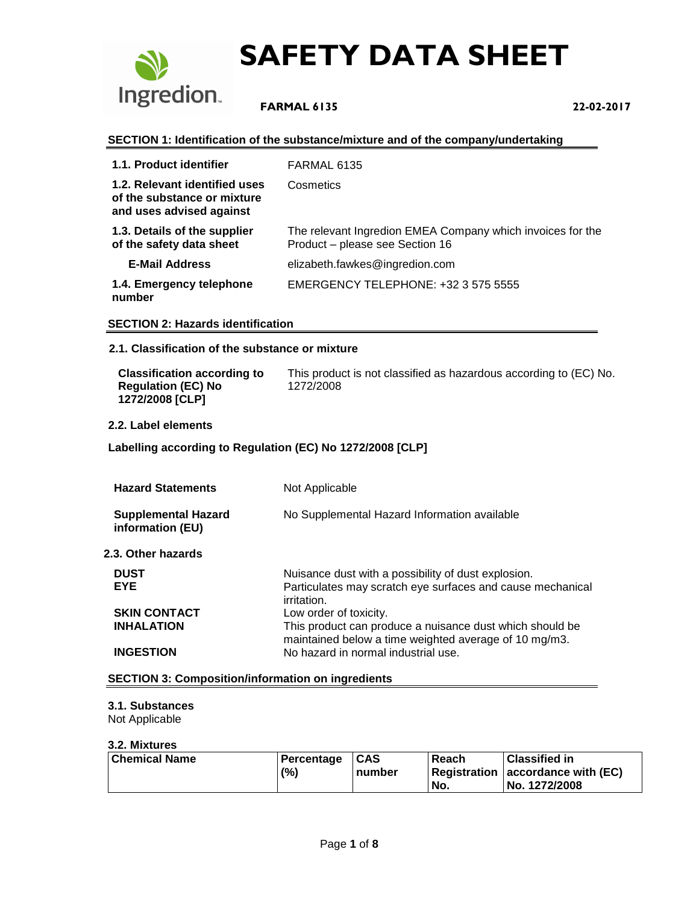# SAFETY DATA SHEET

**FARMAL 6135** **22-02-2017**

## SECTION 1: Identification of the substance/mixture and of the company/undertaking

| | |
|---|---|
| **1.1. Product identifier** | FARMAL 6135 |
| **1.2. Relevant identified uses of the substance or mixture and uses advised against** | Cosmetics |
| **1.3. Details of the supplier of the safety data sheet** | The relevant Ingredion EMEA Company which invoices for the Product – please see Section 16 |
| **E-Mail Address** | elizabeth.fawkes@ingredion.com |
| **1.4. Emergency telephone number** | EMERGENCY TELEPHONE: +32 3 575 5555 |

## SECTION 2: Hazards identification

### 2.1. Classification of the substance or mixture

| | |
|---|---|
| **Classification according to Regulation (EC) No 1272/2008 [CLP]** | This product is not classified as hazardous according to (EC) No. 1272/2008 |

### 2.2. Label elements

**Labelling according to Regulation (EC) No 1272/2008 [CLP]**

| | |
|---|---|
| **Hazard Statements** | Not Applicable |
| **Supplemental Hazard information (EU)** | No Supplemental Hazard Information available |

### 2.3. Other hazards

| | |
|---|---|
| **DUST** | Nuisance dust with a possibility of dust explosion. |
| **EYE** | Particulates may scratch eye surfaces and cause mechanical irritation. |
| **SKIN CONTACT** | Low order of toxicity. |
| **INHALATION** | This product can produce a nuisance dust which should be maintained below a time weighted average of 10 mg/m3. |
| **INGESTION** | No hazard in normal industrial use. |

## SECTION 3: Composition/information on ingredients

### 3.1. Substances

Not Applicable

### 3.2. Mixtures

| Chemical Name | Percentage (%) | CAS number | Reach Registration No. | Classified in accordance with (EC) No. 1272/2008 |
|---|---|---|---|---|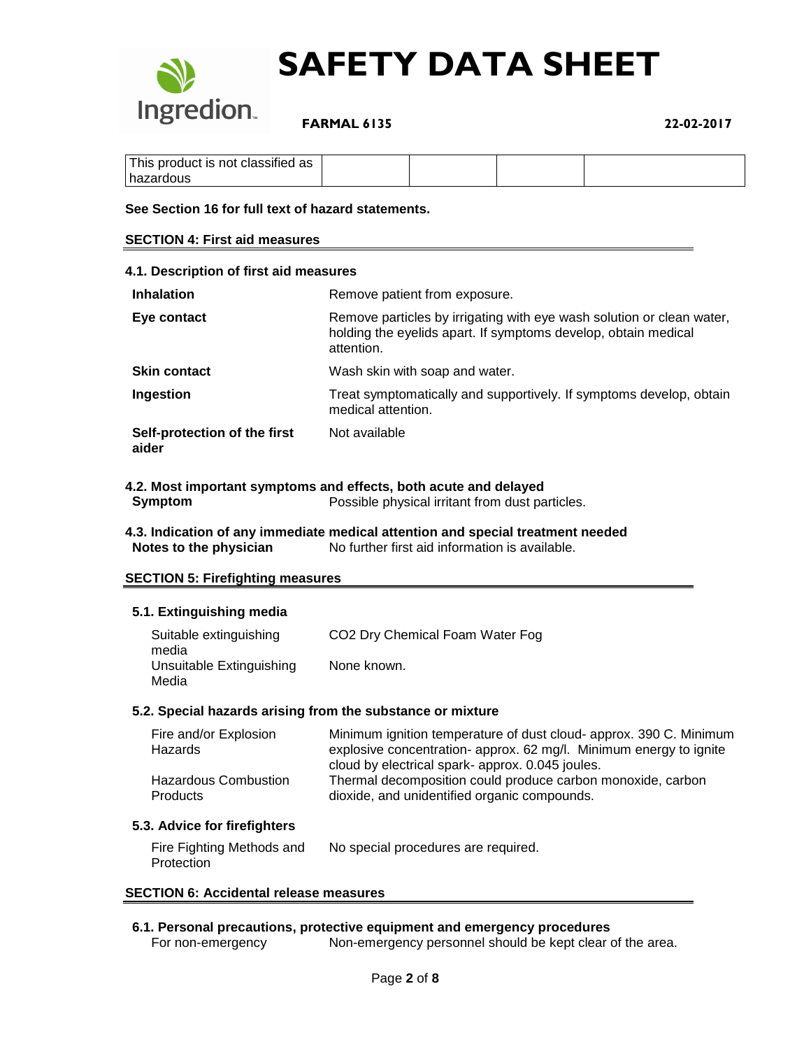| This product is not classified as hazardous | | | | |
|---|---|---|---|---|

**See Section 16 for full text of hazard statements.**

## SECTION 4: First aid measures

### 4.1. Description of first aid measures

| | |
|---|---|
| **Inhalation** | Remove patient from exposure. |
| **Eye contact** | Remove particles by irrigating with eye wash solution or clean water, holding the eyelids apart. If symptoms develop, obtain medical attention. |
| **Skin contact** | Wash skin with soap and water. |
| **Ingestion** | Treat symptomatically and supportively. If symptoms develop, obtain medical attention. |
| **Self-protection of the first aider** | Not available |

### 4.2. Most important symptoms and effects, both acute and delayed

| | |
|---|---|
| **Symptom** | Possible physical irritant from dust particles. |

### 4.3. Indication of any immediate medical attention and special treatment needed

| | |
|---|---|
| **Notes to the physician** | No further first aid information is available. |

## SECTION 5: Firefighting measures

### 5.1. Extinguishing media

| | |
|---|---|
| Suitable extinguishing media | $CO_2$ Dry Chemical Foam Water Fog |
| Unsuitable Extinguishing Media | None known. |

### 5.2. Special hazards arising from the substance or mixture

| | |
|---|---|
| Fire and/or Explosion Hazards | Minimum ignition temperature of dust cloud- approx. 390 C. Minimum explosive concentration- approx. 62 mg/l. Minimum energy to ignite cloud by electrical spark- approx. 0.045 joules. |
| Hazardous Combustion Products | Thermal decomposition could produce carbon monoxide, carbon dioxide, and unidentified organic compounds. |

### 5.3. Advice for firefighters

| | |
|---|---|
| Fire Fighting Methods and Protection | No special procedures are required. |

## SECTION 6: Accidental release measures

### 6.1. Personal precautions, protective equipment and emergency procedures

| | |
|---|---|
| For non-emergency | Non-emergency personnel should be kept clear of the area. |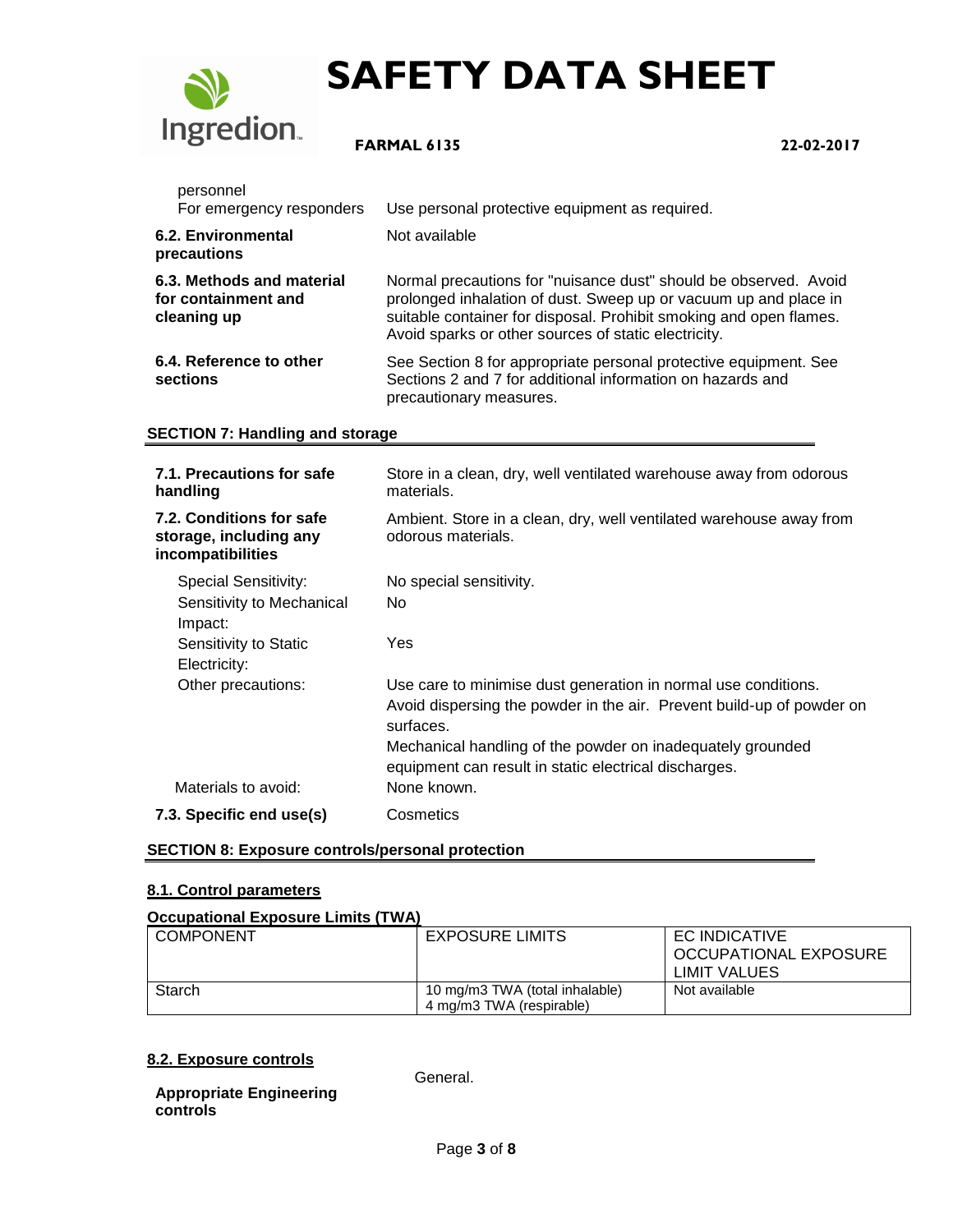personnel

For emergency responders — Use personal protective equipment as required.

**6.2. Environmental precautions** — Not available

**6.3. Methods and material for containment and cleaning up** — Normal precautions for "nuisance dust" should be observed. Avoid prolonged inhalation of dust. Sweep up or vacuum up and place in suitable container for disposal. Prohibit smoking and open flames. Avoid sparks or other sources of static electricity.

**6.4. Reference to other sections** — See Section 8 for appropriate personal protective equipment. See Sections 2 and 7 for additional information on hazards and precautionary measures.

## SECTION 7: Handling and storage

**7.1. Precautions for safe handling** — Store in a clean, dry, well ventilated warehouse away from odorous materials.

**7.2. Conditions for safe storage, including any incompatibilities** — Ambient. Store in a clean, dry, well ventilated warehouse away from odorous materials.

Special Sensitivity: No special sensitivity.

Sensitivity to Mechanical Impact: No

Sensitivity to Static Electricity: Yes

Other precautions: Use care to minimise dust generation in normal use conditions. Avoid dispersing the powder in the air. Prevent build-up of powder on surfaces.
Mechanical handling of the powder on inadequately grounded equipment can result in static electrical discharges.

Materials to avoid: None known.

**7.3. Specific end use(s)** — Cosmetics

## SECTION 8: Exposure controls/personal protection

### 8.1. Control parameters

**Occupational Exposure Limits (TWA)**

| COMPONENT | EXPOSURE LIMITS | EC INDICATIVE OCCUPATIONAL EXPOSURE LIMIT VALUES |
|---|---|---|
| Starch | 10 mg/m3 TWA (total inhalable)<br>4 mg/m3 TWA (respirable) | Not available |

### 8.2. Exposure controls

**Appropriate Engineering controls** — General.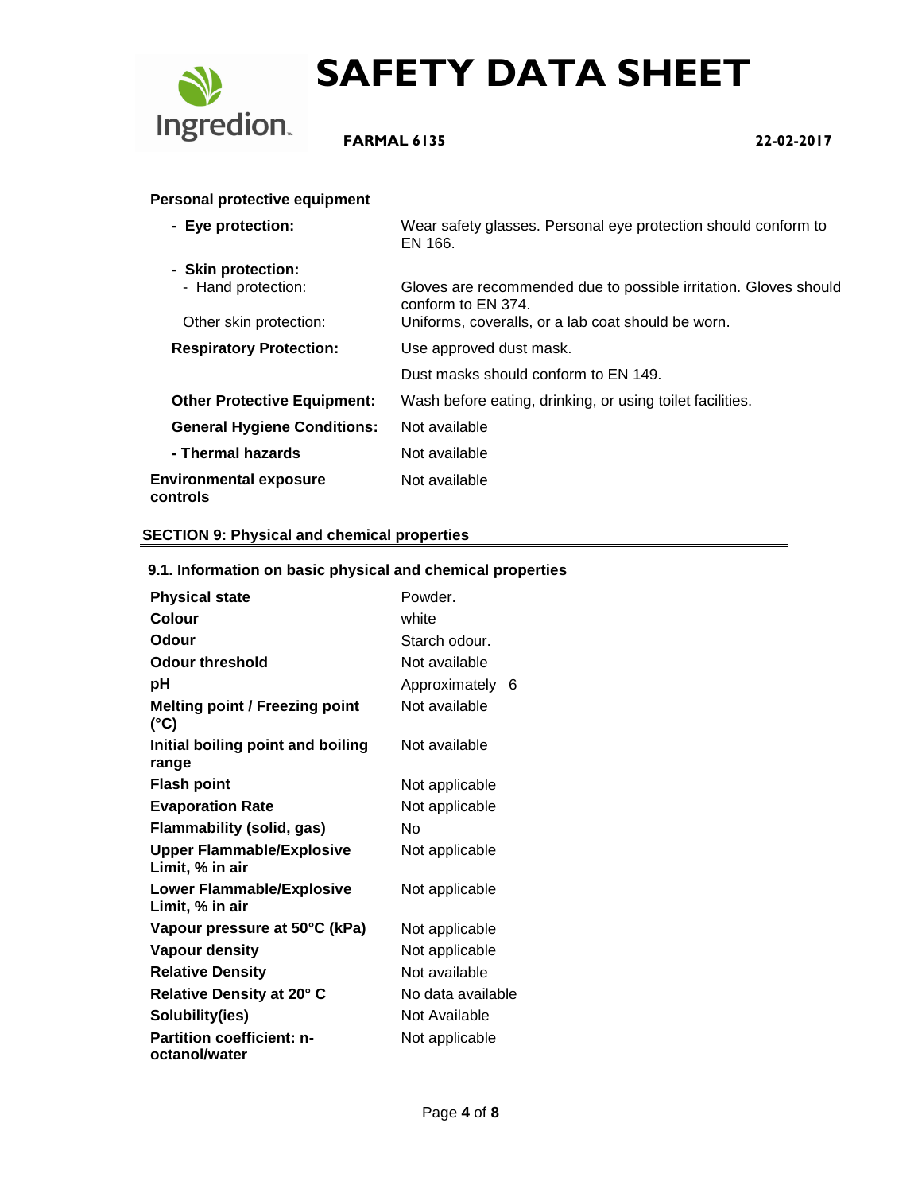**Personal protective equipment**

| | |
|---|---|
| **- Eye protection:** | Wear safety glasses. Personal eye protection should conform to EN 166. |
| **- Skin protection:** | |
| - Hand protection: | Gloves are recommended due to possible irritation. Gloves should conform to EN 374. |
| Other skin protection: | Uniforms, coveralls, or a lab coat should be worn. |
| **Respiratory Protection:** | Use approved dust mask. |
| | Dust masks should conform to EN 149. |
| **Other Protective Equipment:** | Wash before eating, drinking, or using toilet facilities. |
| **General Hygiene Conditions:** | Not available |
| **- Thermal hazards** | Not available |
| **Environmental exposure controls** | Not available |

## SECTION 9: Physical and chemical properties

### 9.1. Information on basic physical and chemical properties

| | |
|---|---|
| **Physical state** | Powder. |
| **Colour** | white |
| **Odour** | Starch odour. |
| **Odour threshold** | Not available |
| **pH** | Approximately 6 |
| **Melting point / Freezing point (°C)** | Not available |
| **Initial boiling point and boiling range** | Not available |
| **Flash point** | Not applicable |
| **Evaporation Rate** | Not applicable |
| **Flammability (solid, gas)** | No |
| **Upper Flammable/Explosive Limit, % in air** | Not applicable |
| **Lower Flammable/Explosive Limit, % in air** | Not applicable |
| **Vapour pressure at 50°C (kPa)** | Not applicable |
| **Vapour density** | Not applicable |
| **Relative Density** | Not available |
| **Relative Density at 20° C** | No data available |
| **Solubility(ies)** | Not Available |
| **Partition coefficient: n-octanol/water** | Not applicable |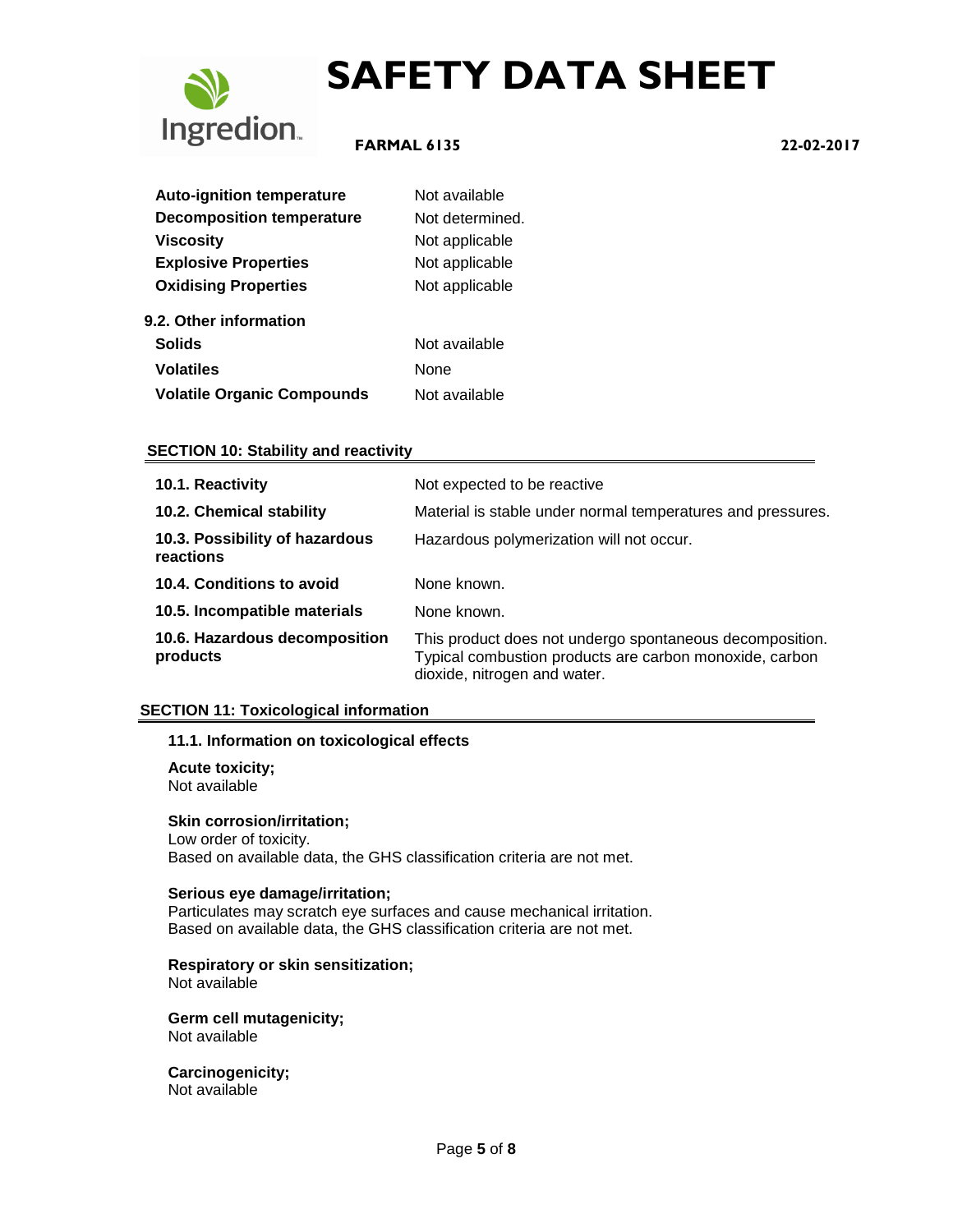| | |
|---|---|
| **Auto-ignition temperature** | Not available |
| **Decomposition temperature** | Not determined. |
| **Viscosity** | Not applicable |
| **Explosive Properties** | Not applicable |
| **Oxidising Properties** | Not applicable |

**9.2. Other information**

| | |
|---|---|
| **Solids** | Not available |
| **Volatiles** | None |
| **Volatile Organic Compounds** | Not available |

## SECTION 10: Stability and reactivity

| | |
|---|---|
| **10.1. Reactivity** | Not expected to be reactive |
| **10.2. Chemical stability** | Material is stable under normal temperatures and pressures. |
| **10.3. Possibility of hazardous reactions** | Hazardous polymerization will not occur. |
| **10.4. Conditions to avoid** | None known. |
| **10.5. Incompatible materials** | None known. |
| **10.6. Hazardous decomposition products** | This product does not undergo spontaneous decomposition. Typical combustion products are carbon monoxide, carbon dioxide, nitrogen and water. |

## SECTION 11: Toxicological information

### 11.1. Information on toxicological effects

**Acute toxicity;**
Not available

**Skin corrosion/irritation;**
Low order of toxicity.
Based on available data, the GHS classification criteria are not met.

**Serious eye damage/irritation;**
Particulates may scratch eye surfaces and cause mechanical irritation.
Based on available data, the GHS classification criteria are not met.

**Respiratory or skin sensitization;**
Not available

**Germ cell mutagenicity;**
Not available

**Carcinogenicity;**
Not available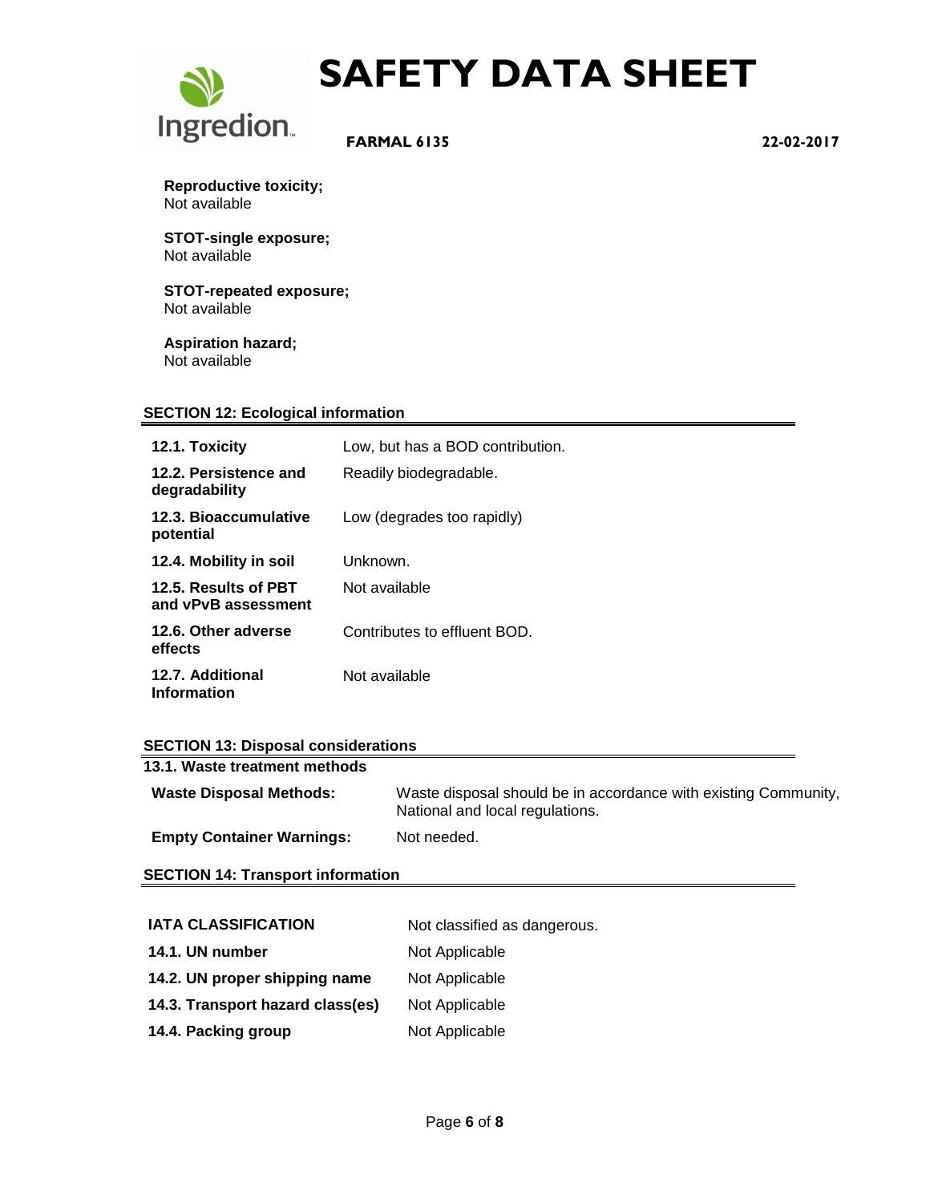**Reproductive toxicity;**
Not available

**STOT-single exposure;**
Not available

**STOT-repeated exposure;**
Not available

**Aspiration hazard;**
Not available

## SECTION 12: Ecological information

| | |
|---|---|
| **12.1. Toxicity** | Low, but has a BOD contribution. |
| **12.2. Persistence and degradability** | Readily biodegradable. |
| **12.3. Bioaccumulative potential** | Low (degrades too rapidly) |
| **12.4. Mobility in soil** | Unknown. |
| **12.5. Results of PBT and vPvB assessment** | Not available |
| **12.6. Other adverse effects** | Contributes to effluent BOD. |
| **12.7. Additional Information** | Not available |

## SECTION 13: Disposal considerations

**13.1. Waste treatment methods**

| | |
|---|---|
| **Waste Disposal Methods:** | Waste disposal should be in accordance with existing Community, National and local regulations. |
| **Empty Container Warnings:** | Not needed. |

## SECTION 14: Transport information

| | |
|---|---|
| **IATA CLASSIFICATION** | Not classified as dangerous. |
| **14.1. UN number** | Not Applicable |
| **14.2. UN proper shipping name** | Not Applicable |
| **14.3. Transport hazard class(es)** | Not Applicable |
| **14.4. Packing group** | Not Applicable |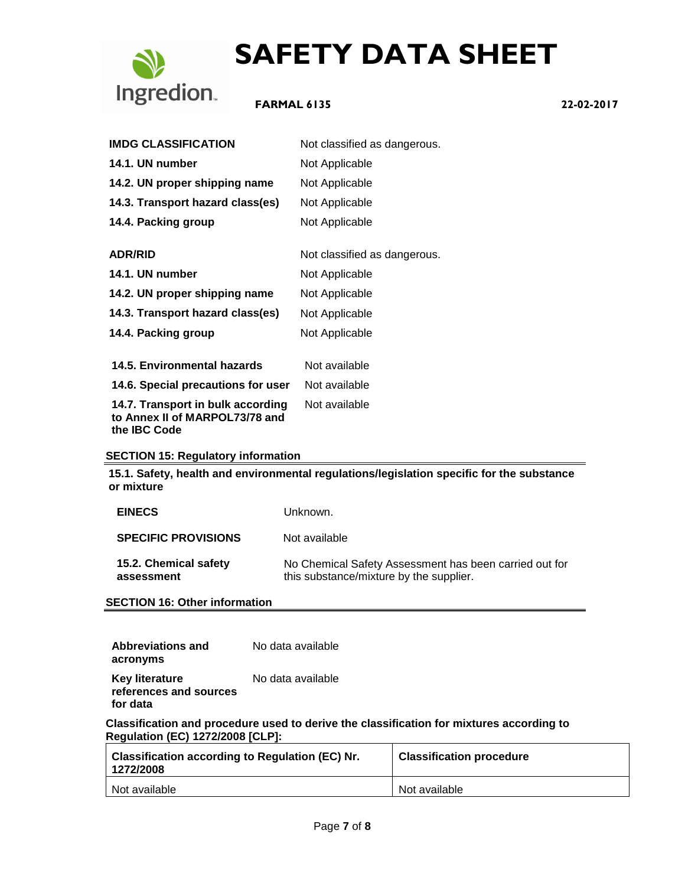| | |
|---|---|
| **IMDG CLASSIFICATION** | Not classified as dangerous. |
| **14.1. UN number** | Not Applicable |
| **14.2. UN proper shipping name** | Not Applicable |
| **14.3. Transport hazard class(es)** | Not Applicable |
| **14.4. Packing group** | Not Applicable |

| | |
|---|---|
| **ADR/RID** | Not classified as dangerous. |
| **14.1. UN number** | Not Applicable |
| **14.2. UN proper shipping name** | Not Applicable |
| **14.3. Transport hazard class(es)** | Not Applicable |
| **14.4. Packing group** | Not Applicable |

| | |
|---|---|
| **14.5. Environmental hazards** | Not available |
| **14.6. Special precautions for user** | Not available |
| **14.7. Transport in bulk according to Annex II of MARPOL73/78 and the IBC Code** | Not available |

## SECTION 15: Regulatory information

**15.1. Safety, health and environmental regulations/legislation specific for the substance or mixture**

| | |
|---|---|
| **EINECS** | Unknown. |
| **SPECIFIC PROVISIONS** | Not available |
| **15.2. Chemical safety assessment** | No Chemical Safety Assessment has been carried out for this substance/mixture by the supplier. |

## SECTION 16: Other information

| | |
|---|---|
| **Abbreviations and acronyms** | No data available |
| **Key literature references and sources for data** | No data available |

**Classification and procedure used to derive the classification for mixtures according to Regulation (EC) 1272/2008 [CLP]:**

| Classification according to Regulation (EC) Nr. 1272/2008 | Classification procedure |
|---|---|
| Not available | Not available |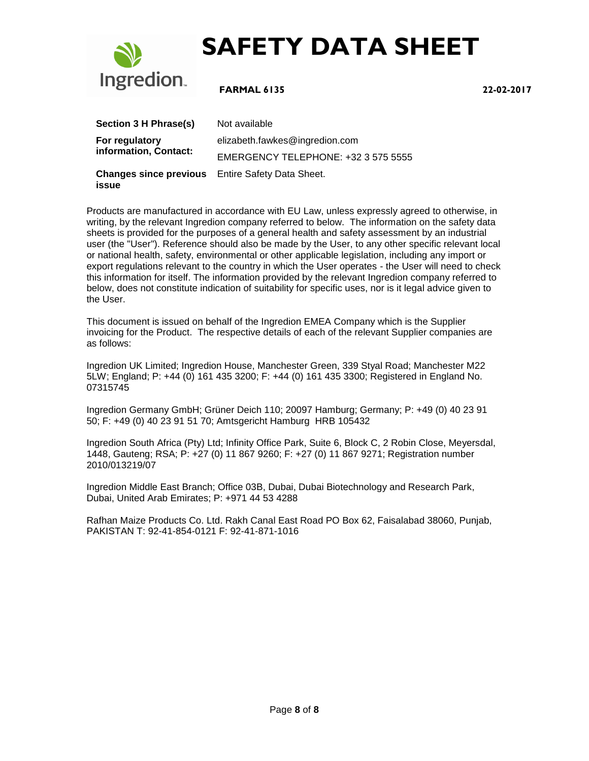| | |
|---|---|
| **Section 3 H Phrase(s)** | Not available |
| **For regulatory information, Contact:** | elizabeth.fawkes@ingredion.com<br>EMERGENCY TELEPHONE: +32 3 575 5555 |
| **Changes since previous issue** | Entire Safety Data Sheet. |

Products are manufactured in accordance with EU Law, unless expressly agreed to otherwise, in writing, by the relevant Ingredion company referred to below. The information on the safety data sheets is provided for the purposes of a general health and safety assessment by an industrial user (the "User"). Reference should also be made by the User, to any other specific relevant local or national health, safety, environmental or other applicable legislation, including any import or export regulations relevant to the country in which the User operates - the User will need to check this information for itself. The information provided by the relevant Ingredion company referred to below, does not constitute indication of suitability for specific uses, nor is it legal advice given to the User.

This document is issued on behalf of the Ingredion EMEA Company which is the Supplier invoicing for the Product. The respective details of each of the relevant Supplier companies are as follows:

Ingredion UK Limited; Ingredion House, Manchester Green, 339 Styal Road; Manchester M22 5LW; England; P: +44 (0) 161 435 3200; F: +44 (0) 161 435 3300; Registered in England No. 07315745

Ingredion Germany GmbH; Grüner Deich 110; 20097 Hamburg; Germany; P: +49 (0) 40 23 91 50; F: +49 (0) 40 23 91 51 70; Amtsgericht Hamburg HRB 105432

Ingredion South Africa (Pty) Ltd; Infinity Office Park, Suite 6, Block C, 2 Robin Close, Meyersdal, 1448, Gauteng; RSA; P: +27 (0) 11 867 9260; F: +27 (0) 11 867 9271; Registration number 2010/013219/07

Ingredion Middle East Branch; Office 03B, Dubai, Dubai Biotechnology and Research Park, Dubai, United Arab Emirates; P: +971 44 53 4288

Rafhan Maize Products Co. Ltd. Rakh Canal East Road PO Box 62, Faisalabad 38060, Punjab, PAKISTAN T: 92-41-854-0121 F: 92-41-871-1016